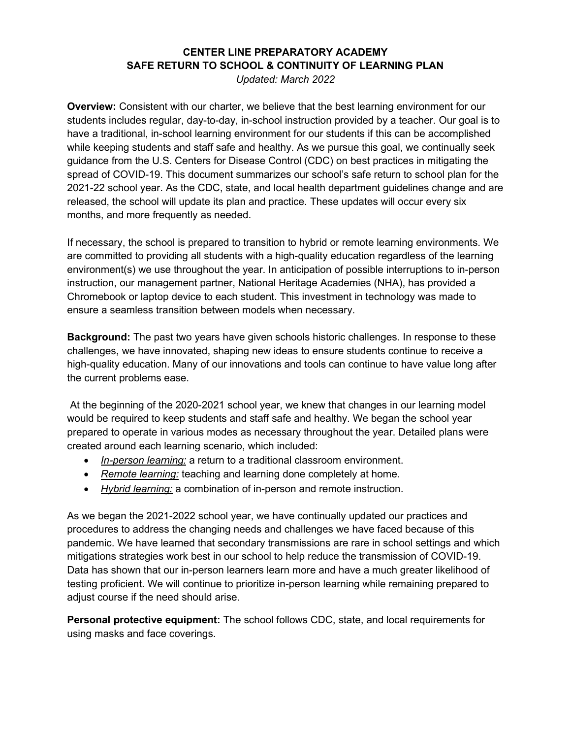# CENTER LINE PREPARATORY ACADEMY
# SAFE RETURN TO SCHOOL & CONTINUITY OF LEARNING PLAN

*Updated: March 2022*

**Overview:** Consistent with our charter, we believe that the best learning environment for our students includes regular, day-to-day, in-school instruction provided by a teacher. Our goal is to have a traditional, in-school learning environment for our students if this can be accomplished while keeping students and staff safe and healthy. As we pursue this goal, we continually seek guidance from the U.S. Centers for Disease Control (CDC) on best practices in mitigating the spread of COVID-19. This document summarizes our school's safe return to school plan for the 2021-22 school year. As the CDC, state, and local health department guidelines change and are released, the school will update its plan and practice. These updates will occur every six months, and more frequently as needed.

If necessary, the school is prepared to transition to hybrid or remote learning environments. We are committed to providing all students with a high-quality education regardless of the learning environment(s) we use throughout the year. In anticipation of possible interruptions to in-person instruction, our management partner, National Heritage Academies (NHA), has provided a Chromebook or laptop device to each student. This investment in technology was made to ensure a seamless transition between models when necessary.

**Background:** The past two years have given schools historic challenges. In response to these challenges, we have innovated, shaping new ideas to ensure students continue to receive a high-quality education. Many of our innovations and tools can continue to have value long after the current problems ease.

At the beginning of the 2020-2021 school year, we knew that changes in our learning model would be required to keep students and staff safe and healthy. We began the school year prepared to operate in various modes as necessary throughout the year. Detailed plans were created around each learning scenario, which included:

- *In-person learning:* a return to a traditional classroom environment.
- *Remote learning:* teaching and learning done completely at home.
- *Hybrid learning:* a combination of in-person and remote instruction.

As we began the 2021-2022 school year, we have continually updated our practices and procedures to address the changing needs and challenges we have faced because of this pandemic. We have learned that secondary transmissions are rare in school settings and which mitigations strategies work best in our school to help reduce the transmission of COVID-19. Data has shown that our in-person learners learn more and have a much greater likelihood of testing proficient. We will continue to prioritize in-person learning while remaining prepared to adjust course if the need should arise.

**Personal protective equipment:** The school follows CDC, state, and local requirements for using masks and face coverings.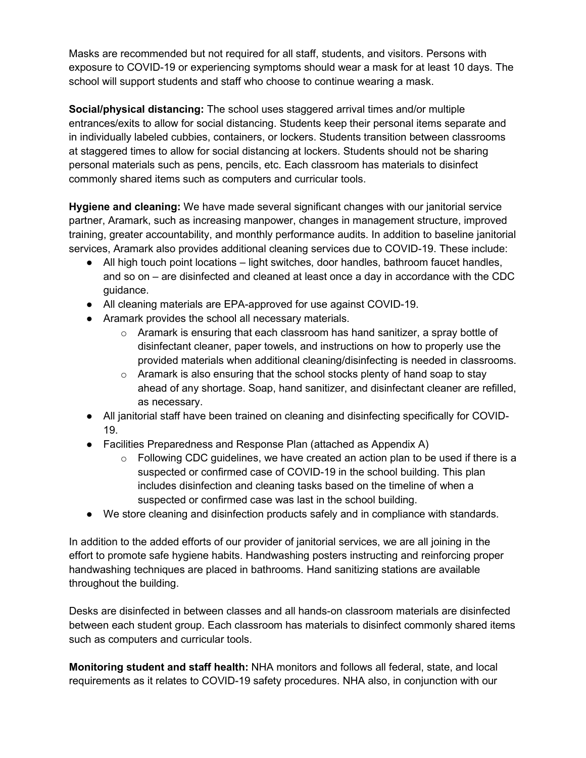Masks are recommended but not required for all staff, students, and visitors. Persons with exposure to COVID-19 or experiencing symptoms should wear a mask for at least 10 days. The school will support students and staff who choose to continue wearing a mask.

**Social/physical distancing:** The school uses staggered arrival times and/or multiple entrances/exits to allow for social distancing. Students keep their personal items separate and in individually labeled cubbies, containers, or lockers. Students transition between classrooms at staggered times to allow for social distancing at lockers. Students should not be sharing personal materials such as pens, pencils, etc. Each classroom has materials to disinfect commonly shared items such as computers and curricular tools.

**Hygiene and cleaning:** We have made several significant changes with our janitorial service partner, Aramark, such as increasing manpower, changes in management structure, improved training, greater accountability, and monthly performance audits. In addition to baseline janitorial services, Aramark also provides additional cleaning services due to COVID-19. These include:

- All high touch point locations – light switches, door handles, bathroom faucet handles, and so on – are disinfected and cleaned at least once a day in accordance with the CDC guidance.
- All cleaning materials are EPA-approved for use against COVID-19.
- Aramark provides the school all necessary materials.
    - Aramark is ensuring that each classroom has hand sanitizer, a spray bottle of disinfectant cleaner, paper towels, and instructions on how to properly use the provided materials when additional cleaning/disinfecting is needed in classrooms.
    - Aramark is also ensuring that the school stocks plenty of hand soap to stay ahead of any shortage. Soap, hand sanitizer, and disinfectant cleaner are refilled, as necessary.
- All janitorial staff have been trained on cleaning and disinfecting specifically for COVID-19.
- Facilities Preparedness and Response Plan (attached as Appendix A)
    - Following CDC guidelines, we have created an action plan to be used if there is a suspected or confirmed case of COVID-19 in the school building. This plan includes disinfection and cleaning tasks based on the timeline of when a suspected or confirmed case was last in the school building.
- We store cleaning and disinfection products safely and in compliance with standards.

In addition to the added efforts of our provider of janitorial services, we are all joining in the effort to promote safe hygiene habits. Handwashing posters instructing and reinforcing proper handwashing techniques are placed in bathrooms. Hand sanitizing stations are available throughout the building.

Desks are disinfected in between classes and all hands-on classroom materials are disinfected between each student group. Each classroom has materials to disinfect commonly shared items such as computers and curricular tools.

**Monitoring student and staff health:** NHA monitors and follows all federal, state, and local requirements as it relates to COVID-19 safety procedures. NHA also, in conjunction with our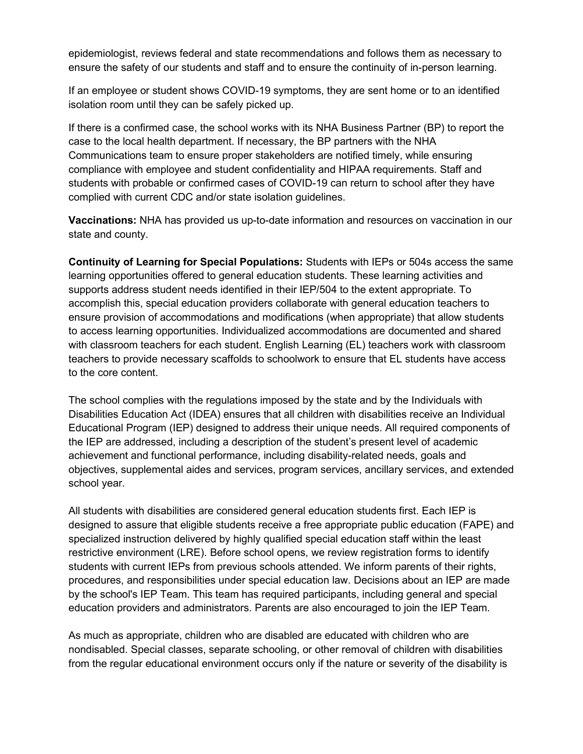epidemiologist, reviews federal and state recommendations and follows them as necessary to ensure the safety of our students and staff and to ensure the continuity of in-person learning.

If an employee or student shows COVID-19 symptoms, they are sent home or to an identified isolation room until they can be safely picked up.

If there is a confirmed case, the school works with its NHA Business Partner (BP) to report the case to the local health department. If necessary, the BP partners with the NHA Communications team to ensure proper stakeholders are notified timely, while ensuring compliance with employee and student confidentiality and HIPAA requirements. Staff and students with probable or confirmed cases of COVID-19 can return to school after they have complied with current CDC and/or state isolation guidelines.

**Vaccinations:** NHA has provided us up-to-date information and resources on vaccination in our state and county.

**Continuity of Learning for Special Populations:** Students with IEPs or 504s access the same learning opportunities offered to general education students. These learning activities and supports address student needs identified in their IEP/504 to the extent appropriate. To accomplish this, special education providers collaborate with general education teachers to ensure provision of accommodations and modifications (when appropriate) that allow students to access learning opportunities. Individualized accommodations are documented and shared with classroom teachers for each student. English Learning (EL) teachers work with classroom teachers to provide necessary scaffolds to schoolwork to ensure that EL students have access to the core content.

The school complies with the regulations imposed by the state and by the Individuals with Disabilities Education Act (IDEA) ensures that all children with disabilities receive an Individual Educational Program (IEP) designed to address their unique needs. All required components of the IEP are addressed, including a description of the student's present level of academic achievement and functional performance, including disability-related needs, goals and objectives, supplemental aides and services, program services, ancillary services, and extended school year.

All students with disabilities are considered general education students first. Each IEP is designed to assure that eligible students receive a free appropriate public education (FAPE) and specialized instruction delivered by highly qualified special education staff within the least restrictive environment (LRE). Before school opens, we review registration forms to identify students with current IEPs from previous schools attended. We inform parents of their rights, procedures, and responsibilities under special education law. Decisions about an IEP are made by the school's IEP Team. This team has required participants, including general and special education providers and administrators. Parents are also encouraged to join the IEP Team.

As much as appropriate, children who are disabled are educated with children who are nondisabled. Special classes, separate schooling, or other removal of children with disabilities from the regular educational environment occurs only if the nature or severity of the disability is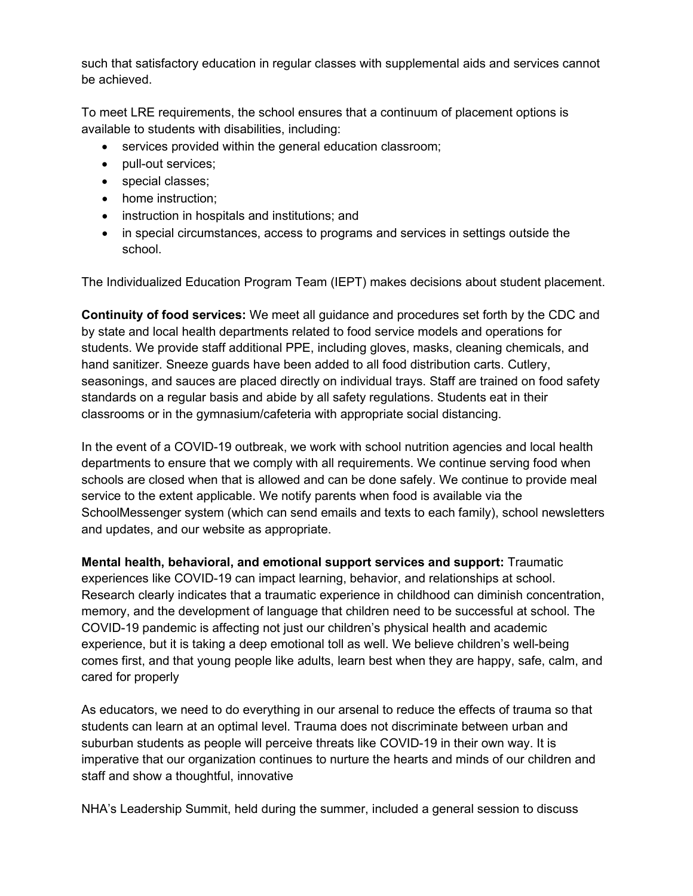such that satisfactory education in regular classes with supplemental aids and services cannot be achieved.

To meet LRE requirements, the school ensures that a continuum of placement options is available to students with disabilities, including:

- services provided within the general education classroom;
- pull-out services;
- special classes;
- home instruction;
- instruction in hospitals and institutions; and
- in special circumstances, access to programs and services in settings outside the school.

The Individualized Education Program Team (IEPT) makes decisions about student placement.

**Continuity of food services:** We meet all guidance and procedures set forth by the CDC and by state and local health departments related to food service models and operations for students. We provide staff additional PPE, including gloves, masks, cleaning chemicals, and hand sanitizer. Sneeze guards have been added to all food distribution carts. Cutlery, seasonings, and sauces are placed directly on individual trays. Staff are trained on food safety standards on a regular basis and abide by all safety regulations. Students eat in their classrooms or in the gymnasium/cafeteria with appropriate social distancing.

In the event of a COVID-19 outbreak, we work with school nutrition agencies and local health departments to ensure that we comply with all requirements. We continue serving food when schools are closed when that is allowed and can be done safely. We continue to provide meal service to the extent applicable. We notify parents when food is available via the SchoolMessenger system (which can send emails and texts to each family), school newsletters and updates, and our website as appropriate.

**Mental health, behavioral, and emotional support services and support:** Traumatic experiences like COVID-19 can impact learning, behavior, and relationships at school. Research clearly indicates that a traumatic experience in childhood can diminish concentration, memory, and the development of language that children need to be successful at school. The COVID-19 pandemic is affecting not just our children's physical health and academic experience, but it is taking a deep emotional toll as well. We believe children's well-being comes first, and that young people like adults, learn best when they are happy, safe, calm, and cared for properly

As educators, we need to do everything in our arsenal to reduce the effects of trauma so that students can learn at an optimal level. Trauma does not discriminate between urban and suburban students as people will perceive threats like COVID-19 in their own way. It is imperative that our organization continues to nurture the hearts and minds of our children and staff and show a thoughtful, innovative

NHA's Leadership Summit, held during the summer, included a general session to discuss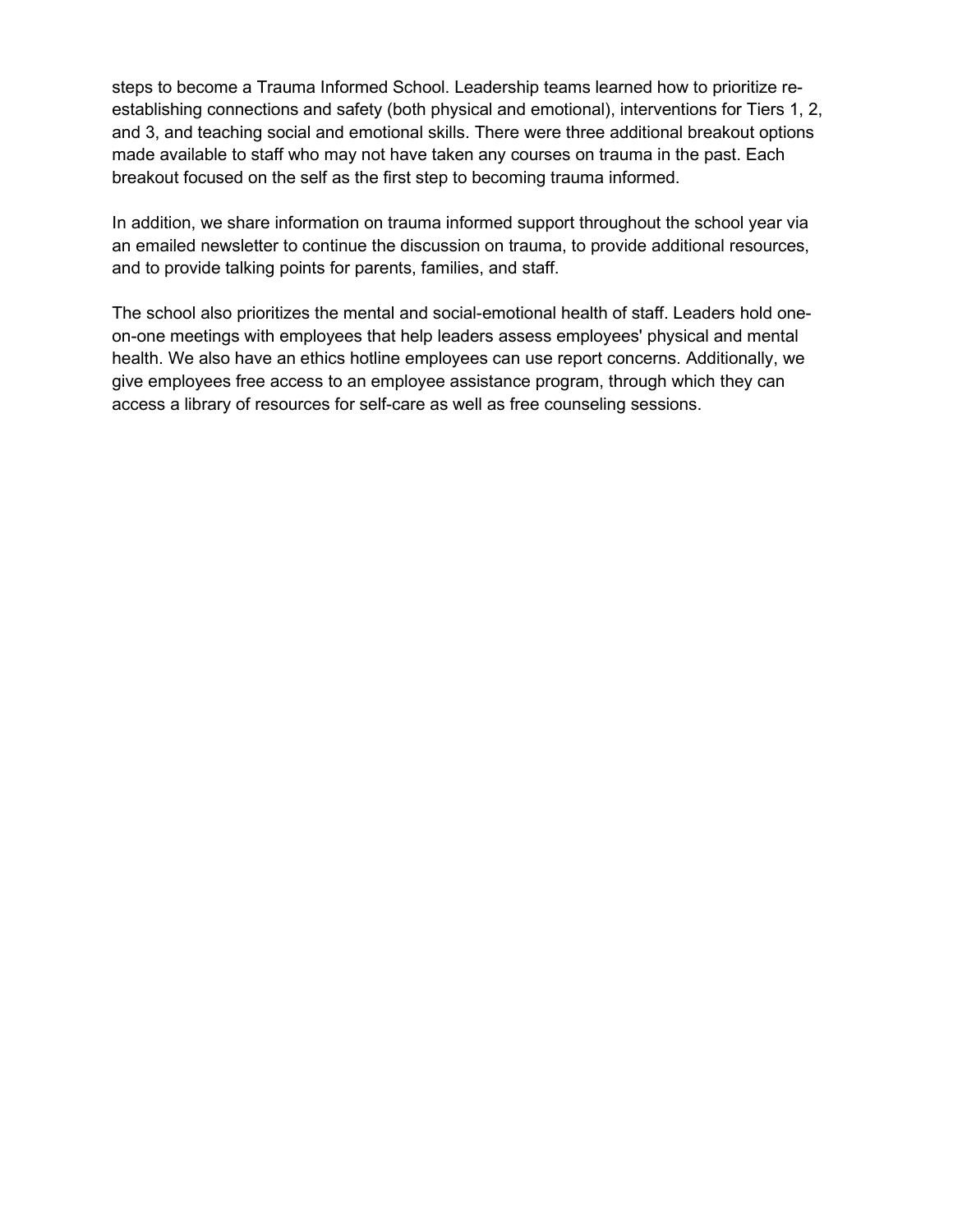steps to become a Trauma Informed School. Leadership teams learned how to prioritize re-establishing connections and safety (both physical and emotional), interventions for Tiers 1, 2, and 3, and teaching social and emotional skills. There were three additional breakout options made available to staff who may not have taken any courses on trauma in the past. Each breakout focused on the self as the first step to becoming trauma informed.

In addition, we share information on trauma informed support throughout the school year via an emailed newsletter to continue the discussion on trauma, to provide additional resources, and to provide talking points for parents, families, and staff.

The school also prioritizes the mental and social-emotional health of staff. Leaders hold one-on-one meetings with employees that help leaders assess employees' physical and mental health. We also have an ethics hotline employees can use report concerns. Additionally, we give employees free access to an employee assistance program, through which they can access a library of resources for self-care as well as free counseling sessions.